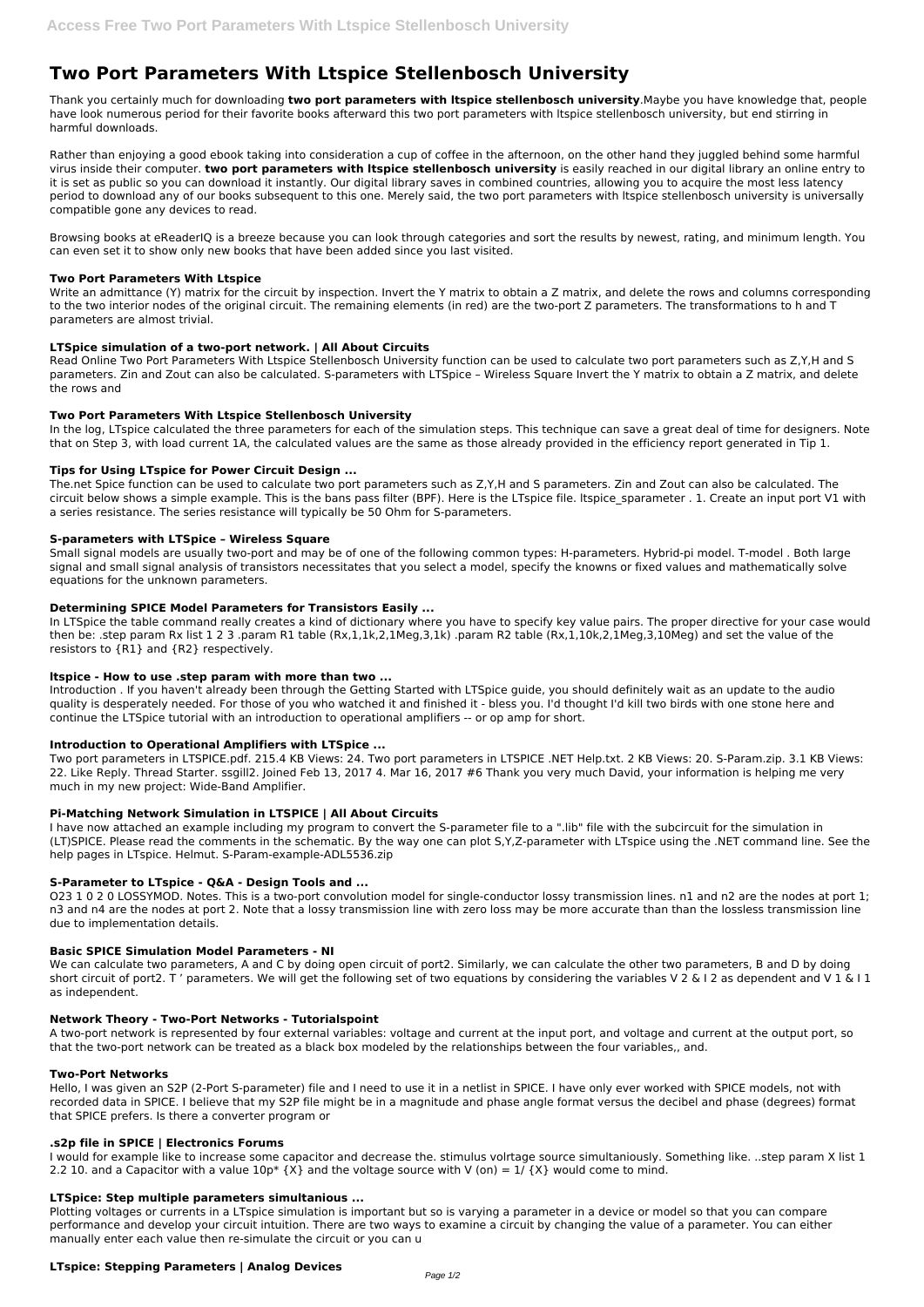# Two Port Parameters With Ltspice Stellenbosch University

Thank you certainly much for downloading **two port parameters with ltspice stellenbosch university**.Maybe you have knowledge that, people have look numerous period for their favorite books afterward this two port parameters with ltspice stellenbosch university, but end stirring in harmful downloads.

Rather than enjoying a good ebook taking into consideration a cup of coffee in the afternoon, on the other hand they juggled behind some harmful virus inside their computer. **two port parameters with ltspice stellenbosch university** is easily reached in our digital library an online entry to it is set as public so you can download it instantly. Our digital library saves in combined countries, allowing you to acquire the most less latency period to download any of our books subsequent to this one. Merely said, the two port parameters with ltspice stellenbosch university is universally compatible gone any devices to read.

Browsing books at eReaderIQ is a breeze because you can look through categories and sort the results by newest, rating, and minimum length. You can even set it to show only new books that have been added since you last visited.

### Two Port Parameters With Ltspice

Write an admittance (Y) matrix for the circuit by inspection. Invert the Y matrix to obtain a Z matrix, and delete the rows and columns corresponding to the two interior nodes of the original circuit. The remaining elements (in red) are the two-port Z parameters. The transformations to h and T parameters are almost trivial.

### LTSpice simulation of a two-port network. | All About Circuits

Read Online Two Port Parameters With Ltspice Stellenbosch University function can be used to calculate two port parameters such as Z,Y,H and S parameters. Zin and Zout can also be calculated. S-parameters with LTSpice – Wireless Square Invert the Y matrix to obtain a Z matrix, and delete the rows and

### Two Port Parameters With Ltspice Stellenbosch University

In the log, LTspice calculated the three parameters for each of the simulation steps. This technique can save a great deal of time for designers. Note that on Step 3, with load current 1A, the calculated values are the same as those already provided in the efficiency report generated in Tip 1.

### Tips for Using LTspice for Power Circuit Design ...

The.net Spice function can be used to calculate two port parameters such as Z,Y,H and S parameters. Zin and Zout can also be calculated. The circuit below shows a simple example. This is the bans pass filter (BPF). Here is the LTspice file. ltspice_sparameter . 1. Create an input port V1 with a series resistance. The series resistance will typically be 50 Ohm for S-parameters.

### S-parameters with LTSpice – Wireless Square

Small signal models are usually two-port and may be of one of the following common types: H-parameters. Hybrid-pi model. T-model . Both large signal and small signal analysis of transistors necessitates that you select a model, specify the knowns or fixed values and mathematically solve equations for the unknown parameters.

### Determining SPICE Model Parameters for Transistors Easily ...

In LTSpice the table command really creates a kind of dictionary where you have to specify key value pairs. The proper directive for your case would then be: .step param Rx list 1 2 3 .param R1 table (Rx,1,1k,2,1Meg,3,1k) .param R2 table (Rx,1,10k,2,1Meg,3,10Meg) and set the value of the resistors to {R1} and {R2} respectively.

### ltspice - How to use .step param with more than two ...

Introduction . If you haven't already been through the Getting Started with LTSpice guide, you should definitely wait as an update to the audio quality is desperately needed. For those of you who watched it and finished it - bless you. I'd thought I'd kill two birds with one stone here and continue the LTSpice tutorial with an introduction to operational amplifiers -- or op amp for short.

### Introduction to Operational Amplifiers with LTSpice ...

Two port parameters in LTSPICE.pdf. 215.4 KB Views: 24. Two port parameters in LTSPICE .NET Help.txt. 2 KB Views: 20. S-Param.zip. 3.1 KB Views: 22. Like Reply. Thread Starter. ssgill2. Joined Feb 13, 2017 4. Mar 16, 2017 #6 Thank you very much David, your information is helping me very much in my new project: Wide-Band Amplifier.

### Pi-Matching Network Simulation in LTSPICE | All About Circuits

I have now attached an example including my program to convert the S-parameter file to a ".lib" file with the subcircuit for the simulation in (LT)SPICE. Please read the comments in the schematic. By the way one can plot S,Y,Z-parameter with LTspice using the .NET command line. See the help pages in LTspice. Helmut. S-Param-example-ADL5536.zip

### S-Parameter to LTspice - Q&A - Design Tools and ...

O23 1 0 2 0 LOSSYMOD. Notes. This is a two-port convolution model for single-conductor lossy transmission lines. n1 and n2 are the nodes at port 1; n3 and n4 are the nodes at port 2. Note that a lossy transmission line with zero loss may be more accurate than than the lossless transmission line due to implementation details.

### Basic SPICE Simulation Model Parameters - NI

We can calculate two parameters, A and C by doing open circuit of port2. Similarly, we can calculate the other two parameters, B and D by doing short circuit of port2. T ' parameters. We will get the following set of two equations by considering the variables V 2 & I 2 as dependent and V 1 & I 1 as independent.

### Network Theory - Two-Port Networks - Tutorialspoint

A two-port network is represented by four external variables: voltage and current at the input port, and voltage and current at the output port, so that the two-port network can be treated as a black box modeled by the relationships between the four variables,, and.

### Two-Port Networks

Hello, I was given an S2P (2-Port S-parameter) file and I need to use it in a netlist in SPICE. I have only ever worked with SPICE models, not with recorded data in SPICE. I believe that my S2P file might be in a magnitude and phase angle format versus the decibel and phase (degrees) format that SPICE prefers. Is there a converter program or

### .s2p file in SPICE | Electronics Forums

I would for example like to increase some capacitor and decrease the. stimulus volrtage source simultaniously. Something like. ..step param X list 1 2.2 10. and a Capacitor with a value 10p* {X} and the voltage source with V (on) = 1/ {X} would come to mind.

### LTSpice: Step multiple parameters simultanious ...

Plotting voltages or currents in a LTspice simulation is important but so is varying a parameter in a device or model so that you can compare performance and develop your circuit intuition. There are two ways to examine a circuit by changing the value of a parameter. You can either manually enter each value then re-simulate the circuit or you can u

### LTspice: Stepping Parameters | Analog Devices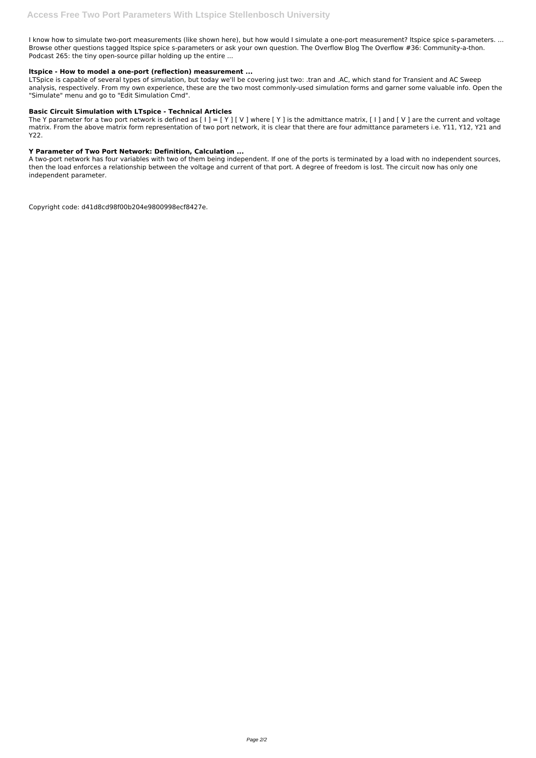I know how to simulate two-port measurements (like shown here), but how would I simulate a one-port measurement? ltspice spice s-parameters. ... Browse other questions tagged ltspice spice s-parameters or ask your own question. The Overflow Blog The Overflow #36: Community-a-thon. Podcast 265: the tiny open-source pillar holding up the entire ...

### ltspice - How to model a one-port (reflection) measurement ...

LTSpice is capable of several types of simulation, but today we'll be covering just two: .tran and .AC, which stand for Transient and AC Sweep analysis, respectively. From my own experience, these are the two most commonly-used simulation forms and garner some valuable info. Open the "Simulate" menu and go to "Edit Simulation Cmd".

### Basic Circuit Simulation with LTspice - Technical Articles

The Y parameter for a two port network is defined as [ I ] = [ Y ] [ V ] where [ Y ] is the admittance matrix, [ I ] and [ V ] are the current and voltage matrix. From the above matrix form representation of two port network, it is clear that there are four admittance parameters i.e. Y11, Y12, Y21 and Y22.

### Y Parameter of Two Port Network: Definition, Calculation ...

A two-port network has four variables with two of them being independent. If one of the ports is terminated by a load with no independent sources, then the load enforces a relationship between the voltage and current of that port. A degree of freedom is lost. The circuit now has only one independent parameter.

Copyright code: d41d8cd98f00b204e9800998ecf8427e.